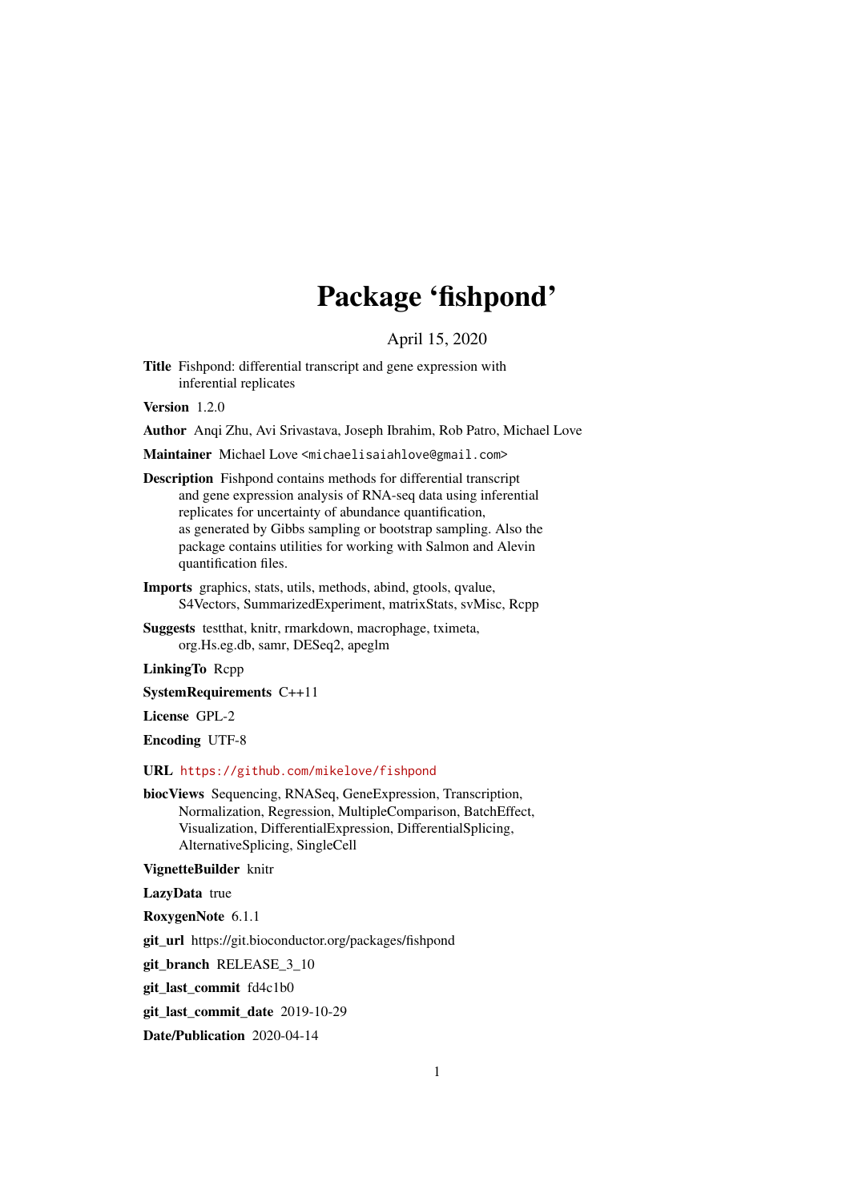# Package 'fishpond'

April 15, 2020

**Title** Fishpond: differential transcript and gene expression with inferential replicates

**Version** 1.2.0

**Author** Anqi Zhu, Avi Srivastava, Joseph Ibrahim, Rob Patro, Michael Love

**Maintainer** Michael Love <michaelisaiahlove@gmail.com>

**Description** Fishpond contains methods for differential transcript and gene expression analysis of RNA-seq data using inferential replicates for uncertainty of abundance quantification, as generated by Gibbs sampling or bootstrap sampling. Also the package contains utilities for working with Salmon and Alevin quantification files.

**Imports** graphics, stats, utils, methods, abind, gtools, qvalue, S4Vectors, SummarizedExperiment, matrixStats, svMisc, Rcpp

**Suggests** testthat, knitr, rmarkdown, macrophage, tximeta, org.Hs.eg.db, samr, DESeq2, apeglm

**LinkingTo** Rcpp

**SystemRequirements** C++11

**License** GPL-2

**Encoding** UTF-8

**URL** https://github.com/mikelove/fishpond

**biocViews** Sequencing, RNASeq, GeneExpression, Transcription, Normalization, Regression, MultipleComparison, BatchEffect, Visualization, DifferentialExpression, DifferentialSplicing, AlternativeSplicing, SingleCell

**VignetteBuilder** knitr

**LazyData** true

**RoxygenNote** 6.1.1

**git_url** https://git.bioconductor.org/packages/fishpond

**git_branch** RELEASE_3_10

**git_last_commit** fd4c1b0

**git_last_commit_date** 2019-10-29

**Date/Publication** 2020-04-14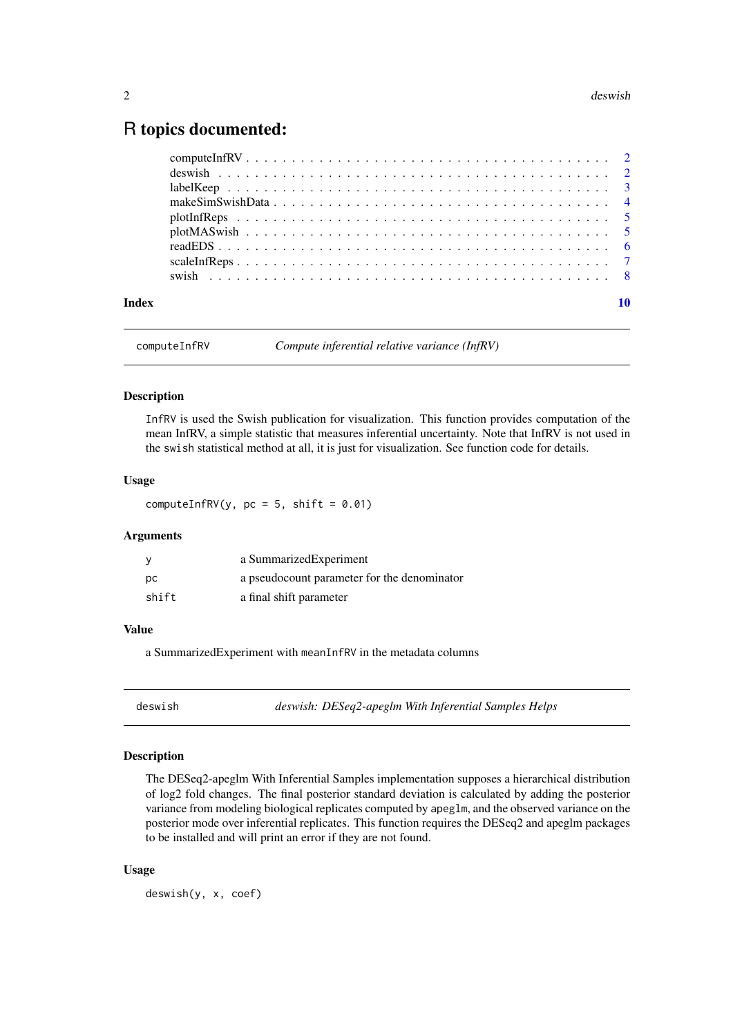# R topics documented:

computeInfRV . . . . . . . . . . . . . . . . . . . . . . . . . . . . . . . . . . . . . . . . 2
deswish . . . . . . . . . . . . . . . . . . . . . . . . . . . . . . . . . . . . . . . . . . . 2
labelKeep . . . . . . . . . . . . . . . . . . . . . . . . . . . . . . . . . . . . . . . . . . 3
makeSimSwishData . . . . . . . . . . . . . . . . . . . . . . . . . . . . . . . . . . . . . 4
plotInfReps . . . . . . . . . . . . . . . . . . . . . . . . . . . . . . . . . . . . . . . . . 5
plotMASwish . . . . . . . . . . . . . . . . . . . . . . . . . . . . . . . . . . . . . . . . . 5
readEDS . . . . . . . . . . . . . . . . . . . . . . . . . . . . . . . . . . . . . . . . . . . 6
scaleInfReps . . . . . . . . . . . . . . . . . . . . . . . . . . . . . . . . . . . . . . . . . 7
swish . . . . . . . . . . . . . . . . . . . . . . . . . . . . . . . . . . . . . . . . . . . . 8

**Index** **10**

---

## computeInfRV — *Compute inferential relative variance (InfRV)*

### Description

`InfRV` is used the Swish publication for visualization. This function provides computation of the mean InfRV, a simple statistic that measures inferential uncertainty. Note that InfRV is not used in the `swish` statistical method at all, it is just for visualization. See function code for details.

### Usage

```
computeInfRV(y, pc = 5, shift = 0.01)
```

### Arguments

| | |
|---|---|
| `y` | a SummarizedExperiment |
| `pc` | a pseudocount parameter for the denominator |
| `shift` | a final shift parameter |

### Value

a SummarizedExperiment with `meanInfRV` in the metadata columns

---

## deswish — *deswish: DESeq2-apeglm With Inferential Samples Helps*

### Description

The DESeq2-apeglm With Inferential Samples implementation supposes a hierarchical distribution of log2 fold changes. The final posterior standard deviation is calculated by adding the posterior variance from modeling biological replicates computed by `apeglm`, and the observed variance on the posterior mode over inferential replicates. This function requires the DESeq2 and apeglm packages to be installed and will print an error if they are not found.

### Usage

```
deswish(y, x, coef)
```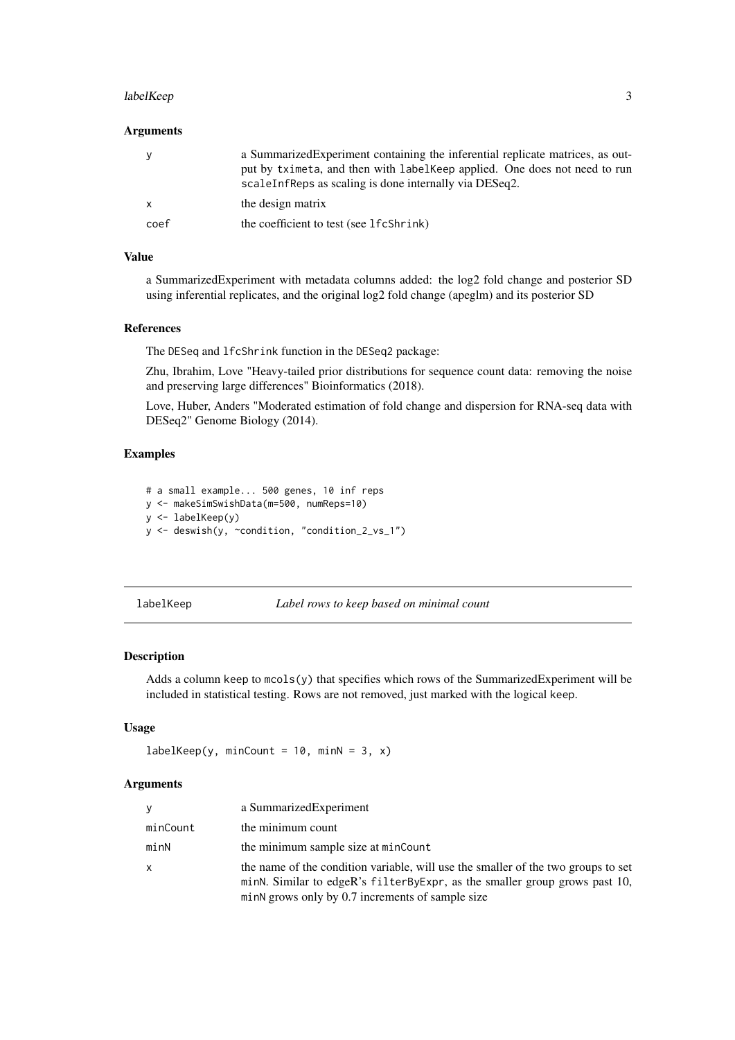### Arguments

| | |
|---|---|
| y | a SummarizedExperiment containing the inferential replicate matrices, as output by tximeta, and then with labelKeep applied. One does not need to run scaleInfReps as scaling is done internally via DESeq2. |
| x | the design matrix |
| coef | the coefficient to test (see lfcShrink) |

### Value

a SummarizedExperiment with metadata columns added: the log2 fold change and posterior SD using inferential replicates, and the original log2 fold change (apeglm) and its posterior SD

### References

The DESeq and lfcShrink function in the DESeq2 package:

Zhu, Ibrahim, Love "Heavy-tailed prior distributions for sequence count data: removing the noise and preserving large differences" Bioinformatics (2018).

Love, Huber, Anders "Moderated estimation of fold change and dispersion for RNA-seq data with DESeq2" Genome Biology (2014).

### Examples

```
# a small example... 500 genes, 10 inf reps
y <- makeSimSwishData(m=500, numReps=10)
y <- labelKeep(y)
y <- deswish(y, ~condition, "condition_2_vs_1")
```

---

## labelKeep — *Label rows to keep based on minimal count*

### Description

Adds a column keep to mcols(y) that specifies which rows of the SummarizedExperiment will be included in statistical testing. Rows are not removed, just marked with the logical keep.

### Usage

```
labelKeep(y, minCount = 10, minN = 3, x)
```

### Arguments

| | |
|---|---|
| y | a SummarizedExperiment |
| minCount | the minimum count |
| minN | the minimum sample size at minCount |
| x | the name of the condition variable, will use the smaller of the two groups to set minN. Similar to edgeR's filterByExpr, as the smaller group grows past 10, minN grows only by 0.7 increments of sample size |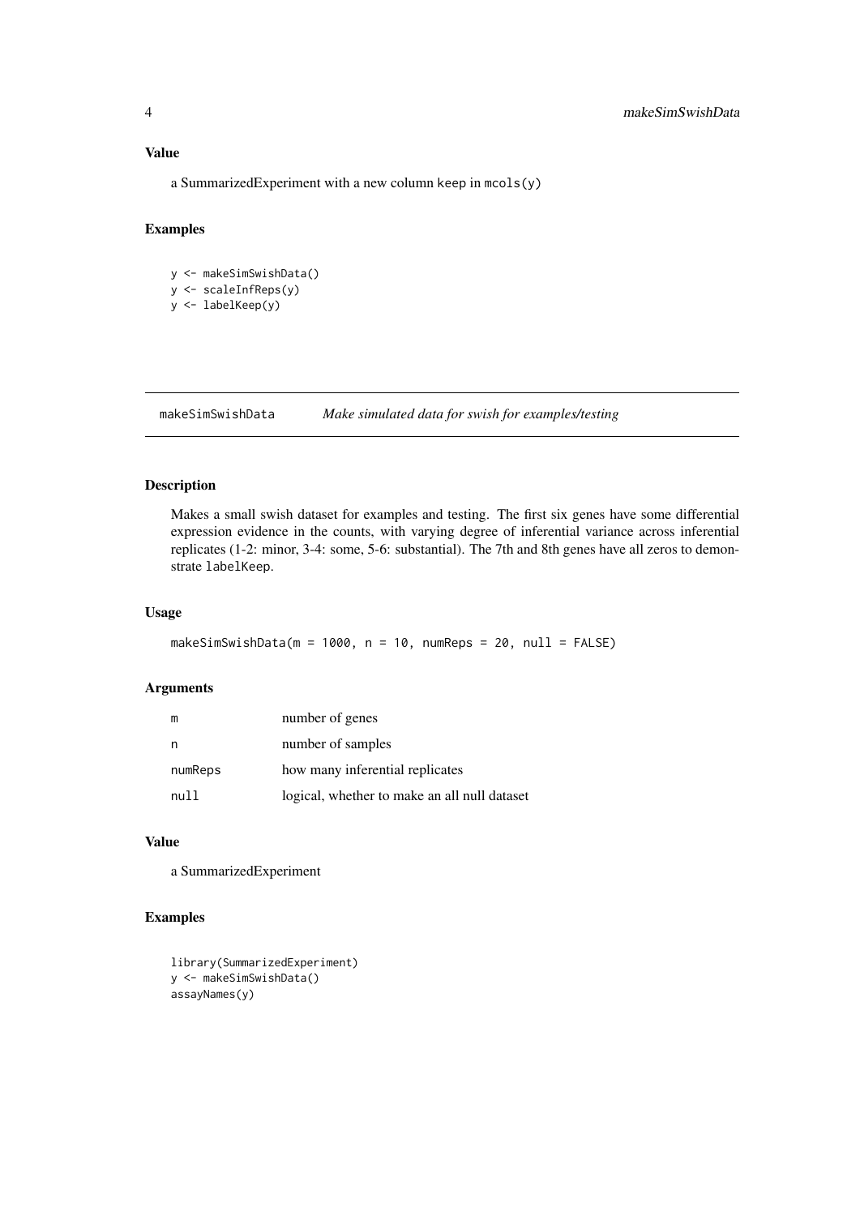### Value

a SummarizedExperiment with a new column keep in `mcols(y)`

### Examples

```
y <- makeSimSwishData()
y <- scaleInfReps(y)
y <- labelKeep(y)
```

---

## makeSimSwishData — *Make simulated data for swish for examples/testing*

---

### Description

Makes a small swish dataset for examples and testing. The first six genes have some differential expression evidence in the counts, with varying degree of inferential variance across inferential replicates (1-2: minor, 3-4: some, 5-6: substantial). The 7th and 8th genes have all zeros to demonstrate `labelKeep`.

### Usage

```
makeSimSwishData(m = 1000, n = 10, numReps = 20, null = FALSE)
```

### Arguments

| | |
|---|---|
| `m` | number of genes |
| `n` | number of samples |
| `numReps` | how many inferential replicates |
| `null` | logical, whether to make an all null dataset |

### Value

a SummarizedExperiment

### Examples

```
library(SummarizedExperiment)
y <- makeSimSwishData()
assayNames(y)
```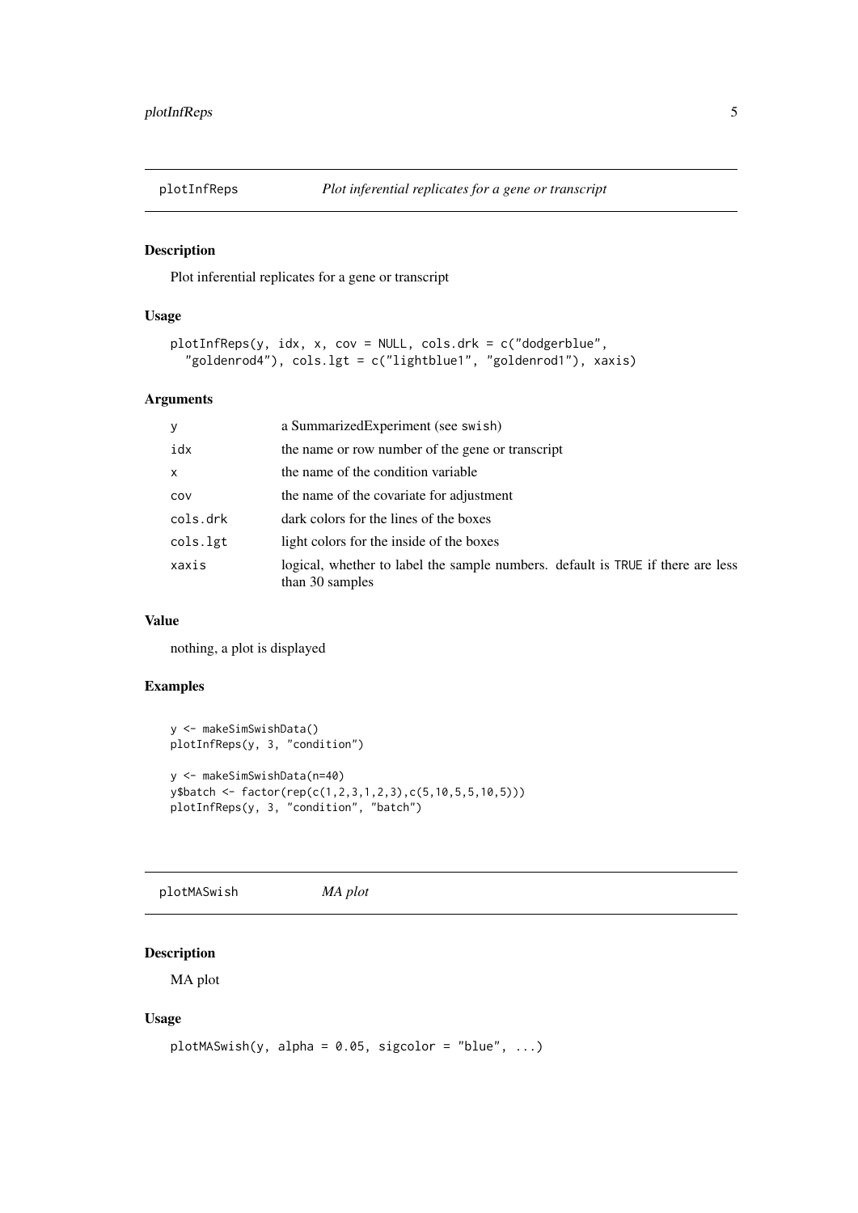## plotInfReps — *Plot inferential replicates for a gene or transcript*

### Description

Plot inferential replicates for a gene or transcript

### Usage

```
plotInfReps(y, idx, x, cov = NULL, cols.drk = c("dodgerblue",
  "goldenrod4"), cols.lgt = c("lightblue1", "goldenrod1"), xaxis)
```

### Arguments

| | |
|---|---|
| `y` | a SummarizedExperiment (see `swish`) |
| `idx` | the name or row number of the gene or transcript |
| `x` | the name of the condition variable |
| `cov` | the name of the covariate for adjustment |
| `cols.drk` | dark colors for the lines of the boxes |
| `cols.lgt` | light colors for the inside of the boxes |
| `xaxis` | logical, whether to label the sample numbers. default is `TRUE` if there are less than 30 samples |

### Value

nothing, a plot is displayed

### Examples

```
y <- makeSimSwishData()
plotInfReps(y, 3, "condition")

y <- makeSimSwishData(n=40)
y$batch <- factor(rep(c(1,2,3,1,2,3),c(5,10,5,5,10,5)))
plotInfReps(y, 3, "condition", "batch")
```

## plotMASwish — *MA plot*

### Description

MA plot

### Usage

```
plotMASwish(y, alpha = 0.05, sigcolor = "blue", ...)
```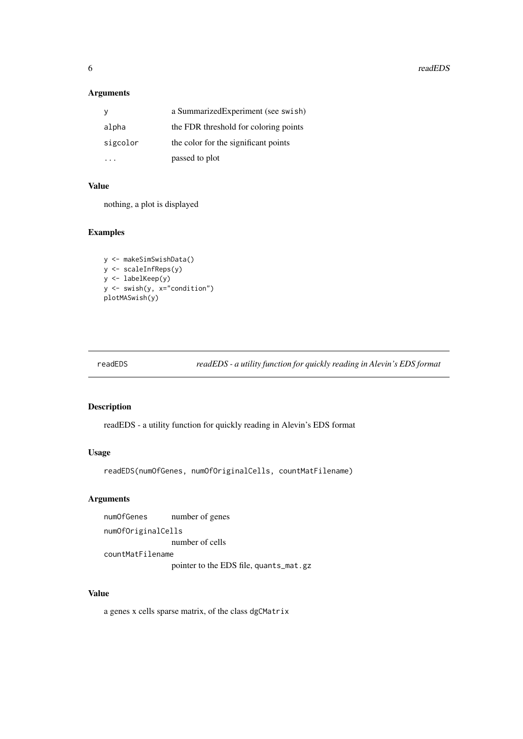### Arguments

| | |
|---|---|
| y | a SummarizedExperiment (see `swish`) |
| alpha | the FDR threshold for coloring points |
| sigcolor | the color for the significant points |
| ... | passed to plot |

### Value

nothing, a plot is displayed

### Examples

```
y <- makeSimSwishData()
y <- scaleInfReps(y)
y <- labelKeep(y)
y <- swish(y, x="condition")
plotMASwish(y)
```

---

## readEDS — *readEDS - a utility function for quickly reading in Alevin's EDS format*

### Description

readEDS - a utility function for quickly reading in Alevin's EDS format

### Usage

```
readEDS(numOfGenes, numOfOriginalCells, countMatFilename)
```

### Arguments

| | |
|---|---|
| numOfGenes | number of genes |
| numOfOriginalCells | number of cells |
| countMatFilename | pointer to the EDS file, `quants_mat.gz` |

### Value

a genes x cells sparse matrix, of the class `dgCMatrix`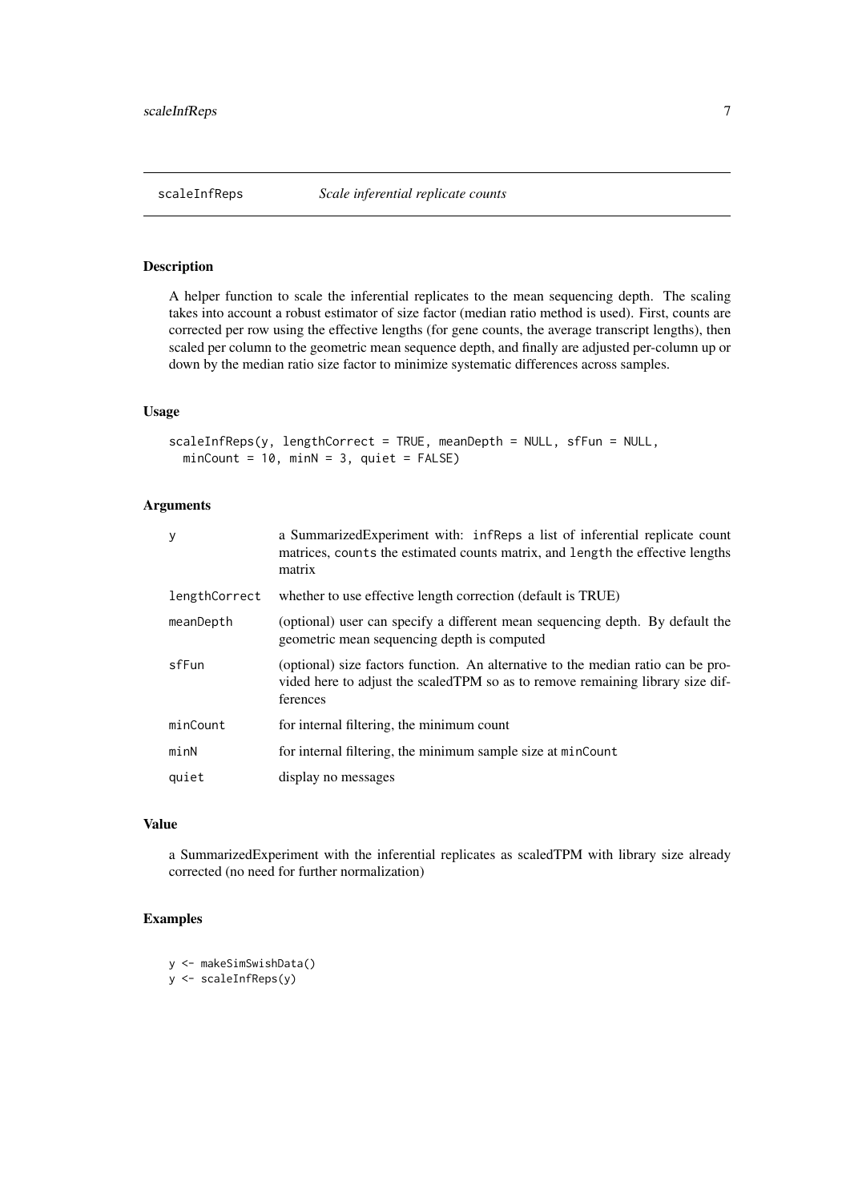# scaleInfReps *Scale inferential replicate counts*

## Description

A helper function to scale the inferential replicates to the mean sequencing depth. The scaling takes into account a robust estimator of size factor (median ratio method is used). First, counts are corrected per row using the effective lengths (for gene counts, the average transcript lengths), then scaled per column to the geometric mean sequence depth, and finally are adjusted per-column up or down by the median ratio size factor to minimize systematic differences across samples.

## Usage

```
scaleInfReps(y, lengthCorrect = TRUE, meanDepth = NULL, sfFun = NULL,
  minCount = 10, minN = 3, quiet = FALSE)
```

## Arguments

| | |
|---|---|
| `y` | a SummarizedExperiment with: `infReps` a list of inferential replicate count matrices, `counts` the estimated counts matrix, and `length` the effective lengths matrix |
| `lengthCorrect` | whether to use effective length correction (default is TRUE) |
| `meanDepth` | (optional) user can specify a different mean sequencing depth. By default the geometric mean sequencing depth is computed |
| `sfFun` | (optional) size factors function. An alternative to the median ratio can be provided here to adjust the scaledTPM so as to remove remaining library size differences |
| `minCount` | for internal filtering, the minimum count |
| `minN` | for internal filtering, the minimum sample size at `minCount` |
| `quiet` | display no messages |

## Value

a SummarizedExperiment with the inferential replicates as scaledTPM with library size already corrected (no need for further normalization)

## Examples

```
y <- makeSimSwishData()
y <- scaleInfReps(y)
```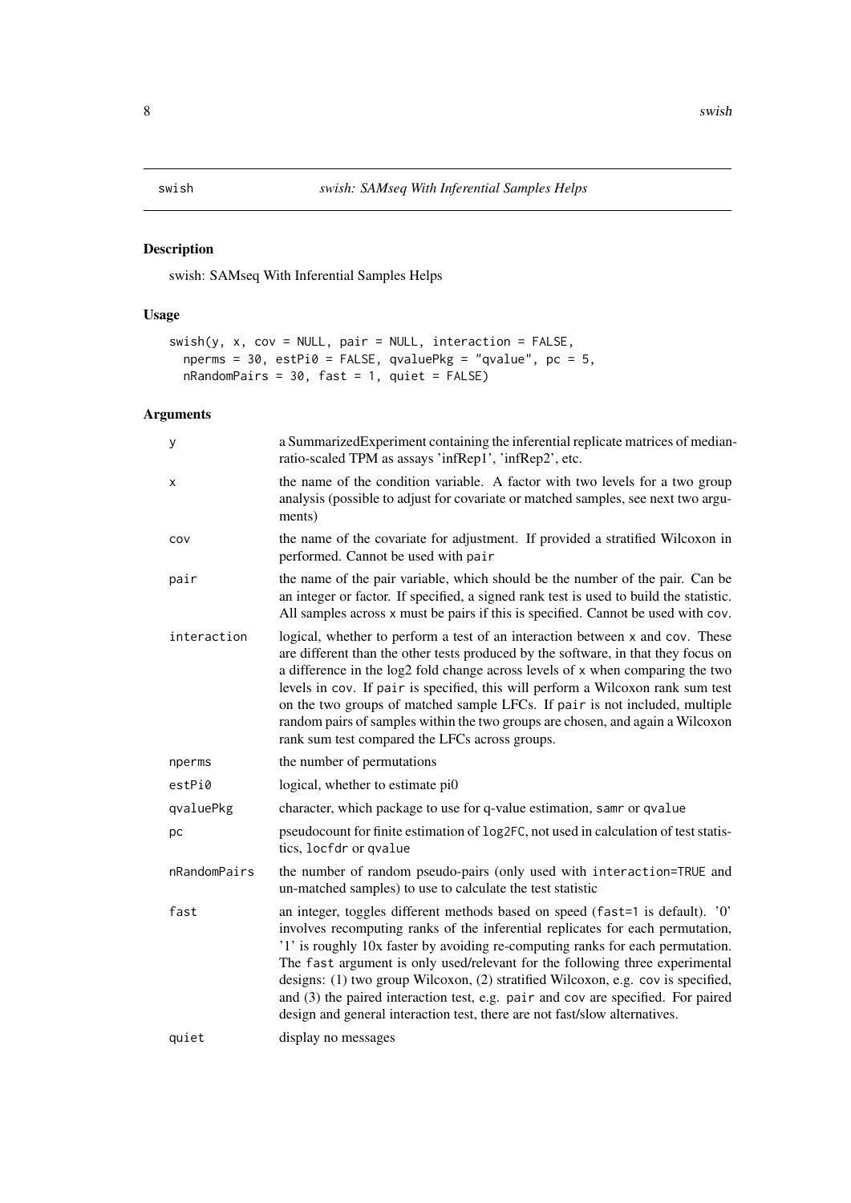# swish — *swish: SAMseq With Inferential Samples Helps*

## Description

swish: SAMseq With Inferential Samples Helps

## Usage

```
swish(y, x, cov = NULL, pair = NULL, interaction = FALSE,
  nperms = 30, estPi0 = FALSE, qvaluePkg = "qvalue", pc = 5,
  nRandomPairs = 30, fast = 1, quiet = FALSE)
```

## Arguments

| Argument | Description |
|---|---|
| `y` | a SummarizedExperiment containing the inferential replicate matrices of median-ratio-scaled TPM as assays 'infRep1', 'infRep2', etc. |
| `x` | the name of the condition variable. A factor with two levels for a two group analysis (possible to adjust for covariate or matched samples, see next two arguments) |
| `cov` | the name of the covariate for adjustment. If provided a stratified Wilcoxon in performed. Cannot be used with `pair` |
| `pair` | the name of the pair variable, which should be the number of the pair. Can be an integer or factor. If specified, a signed rank test is used to build the statistic. All samples across `x` must be pairs if this is specified. Cannot be used with `cov`. |
| `interaction` | logical, whether to perform a test of an interaction between `x` and `cov`. These are different than the other tests produced by the software, in that they focus on a difference in the log2 fold change across levels of `x` when comparing the two levels in `cov`. If `pair` is specified, this will perform a Wilcoxon rank sum test on the two groups of matched sample LFCs. If `pair` is not included, multiple random pairs of samples within the two groups are chosen, and again a Wilcoxon rank sum test compared the LFCs across groups. |
| `nperms` | the number of permutations |
| `estPi0` | logical, whether to estimate pi0 |
| `qvaluePkg` | character, which package to use for q-value estimation, `samr` or `qvalue` |
| `pc` | pseudocount for finite estimation of `log2FC`, not used in calculation of test statistics, `locfdr` or `qvalue` |
| `nRandomPairs` | the number of random pseudo-pairs (only used with `interaction=TRUE` and un-matched samples) to use to calculate the test statistic |
| `fast` | an integer, toggles different methods based on speed (`fast=1` is default). '0' involves recomputing ranks of the inferential replicates for each permutation, '1' is roughly 10x faster by avoiding re-computing ranks for each permutation. The `fast` argument is only used/relevant for the following three experimental designs: (1) two group Wilcoxon, (2) stratified Wilcoxon, e.g. `cov` is specified, and (3) the paired interaction test, e.g. `pair` and `cov` are specified. For paired design and general interaction test, there are not fast/slow alternatives. |
| `quiet` | display no messages |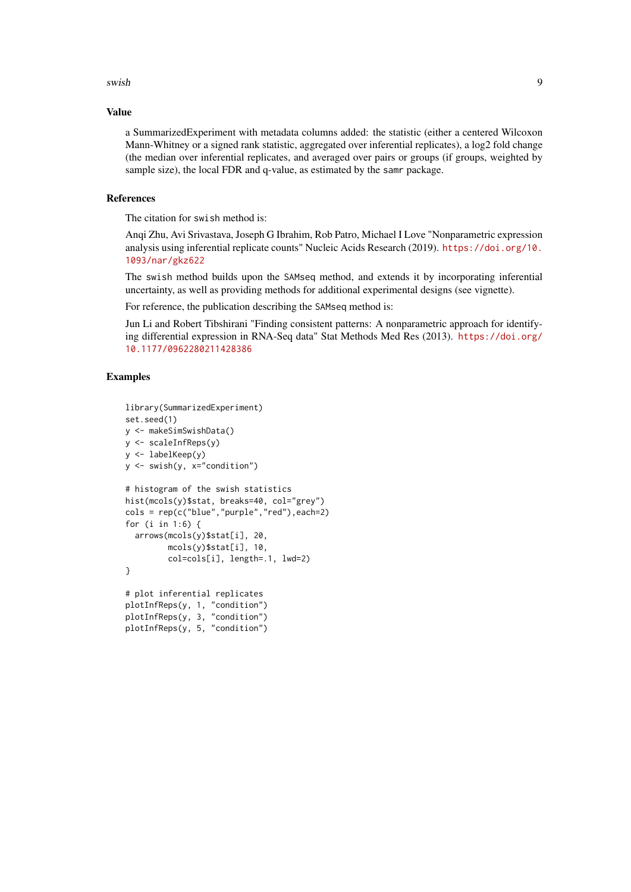## Value

a SummarizedExperiment with metadata columns added: the statistic (either a centered Wilcoxon Mann-Whitney or a signed rank statistic, aggregated over inferential replicates), a log2 fold change (the median over inferential replicates, and averaged over pairs or groups (if groups, weighted by sample size), the local FDR and q-value, as estimated by the `samr` package.

## References

The citation for `swish` method is:

Anqi Zhu, Avi Srivastava, Joseph G Ibrahim, Rob Patro, Michael I Love "Nonparametric expression analysis using inferential replicate counts" Nucleic Acids Research (2019). https://doi.org/10.1093/nar/gkz622

The `swish` method builds upon the `SAMseq` method, and extends it by incorporating inferential uncertainty, as well as providing methods for additional experimental designs (see vignette).

For reference, the publication describing the `SAMseq` method is:

Jun Li and Robert Tibshirani "Finding consistent patterns: A nonparametric approach for identifying differential expression in RNA-Seq data" Stat Methods Med Res (2013). https://doi.org/10.1177/0962280211428386

## Examples

```
library(SummarizedExperiment)
set.seed(1)
y <- makeSimSwishData()
y <- scaleInfReps(y)
y <- labelKeep(y)
y <- swish(y, x="condition")

# histogram of the swish statistics
hist(mcols(y)$stat, breaks=40, col="grey")
cols = rep(c("blue","purple","red"),each=2)
for (i in 1:6) {
  arrows(mcols(y)$stat[i], 20,
         mcols(y)$stat[i], 10,
         col=cols[i], length=.1, lwd=2)
}

# plot inferential replicates
plotInfReps(y, 1, "condition")
plotInfReps(y, 3, "condition")
plotInfReps(y, 5, "condition")
```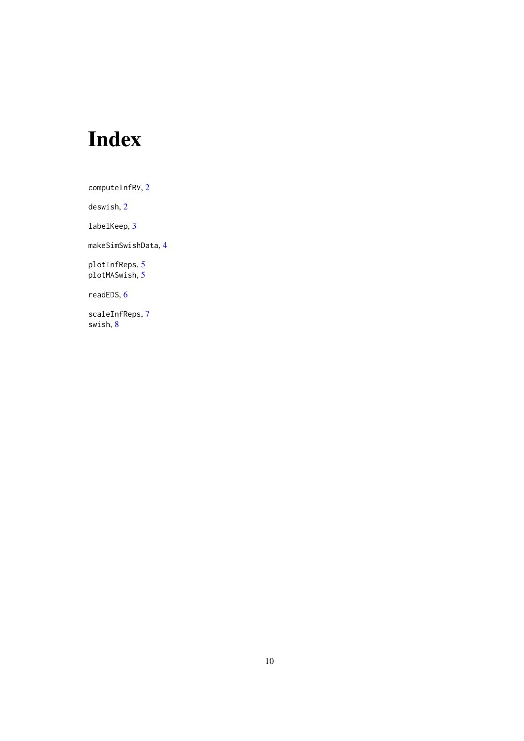# Index

computeInfRV, 2

deswish, 2

labelKeep, 3

makeSimSwishData, 4

plotInfReps, 5
plotMASwish, 5

readEDS, 6

scaleInfReps, 7
swish, 8